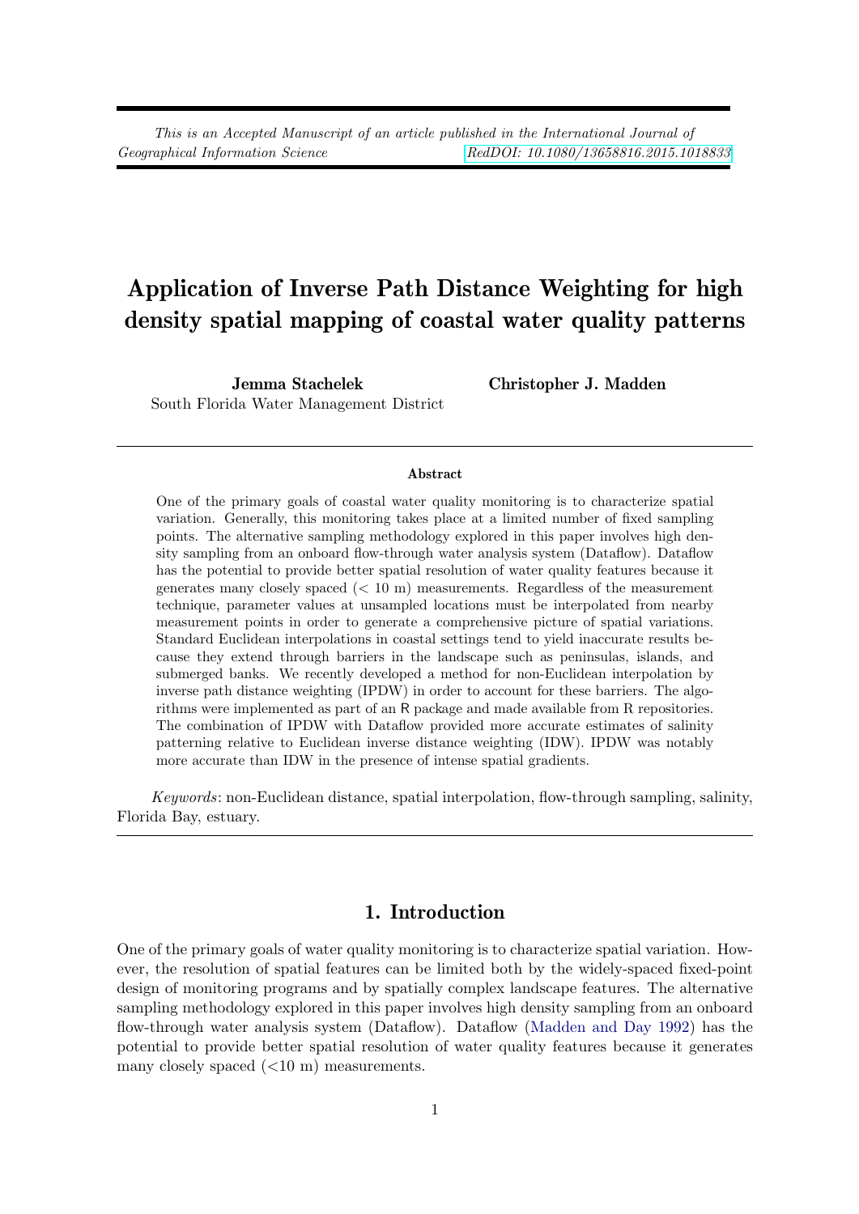*This is an Accepted Manuscript of an article published in the International Journal of Geographical Information Science* RedDOI: 10.1080/13658816.2015.1018833

# Application of Inverse Path Distance Weighting for high density spatial mapping of coastal water quality patterns

**Jemma Stachelek**
South Florida Water Management District

**Christopher J. Madden**

### Abstract

One of the primary goals of coastal water quality monitoring is to characterize spatial variation. Generally, this monitoring takes place at a limited number of fixed sampling points. The alternative sampling methodology explored in this paper involves high density sampling from an onboard flow-through water analysis system (Dataflow). Dataflow has the potential to provide better spatial resolution of water quality features because it generates many closely spaced (< 10 m) measurements. Regardless of the measurement technique, parameter values at unsampled locations must be interpolated from nearby measurement points in order to generate a comprehensive picture of spatial variations. Standard Euclidean interpolations in coastal settings tend to yield inaccurate results because they extend through barriers in the landscape such as peninsulas, islands, and submerged banks. We recently developed a method for non-Euclidean interpolation by inverse path distance weighting (IPDW) in order to account for these barriers. The algorithms were implemented as part of an R package and made available from R repositories. The combination of IPDW with Dataflow provided more accurate estimates of salinity patterning relative to Euclidean inverse distance weighting (IDW). IPDW was notably more accurate than IDW in the presence of intense spatial gradients.

*Keywords*: non-Euclidean distance, spatial interpolation, flow-through sampling, salinity, Florida Bay, estuary.

## 1. Introduction

One of the primary goals of water quality monitoring is to characterize spatial variation. However, the resolution of spatial features can be limited both by the widely-spaced fixed-point design of monitoring programs and by spatially complex landscape features. The alternative sampling methodology explored in this paper involves high density sampling from an onboard flow-through water analysis system (Dataflow). Dataflow (Madden and Day 1992) has the potential to provide better spatial resolution of water quality features because it generates many closely spaced (<10 m) measurements.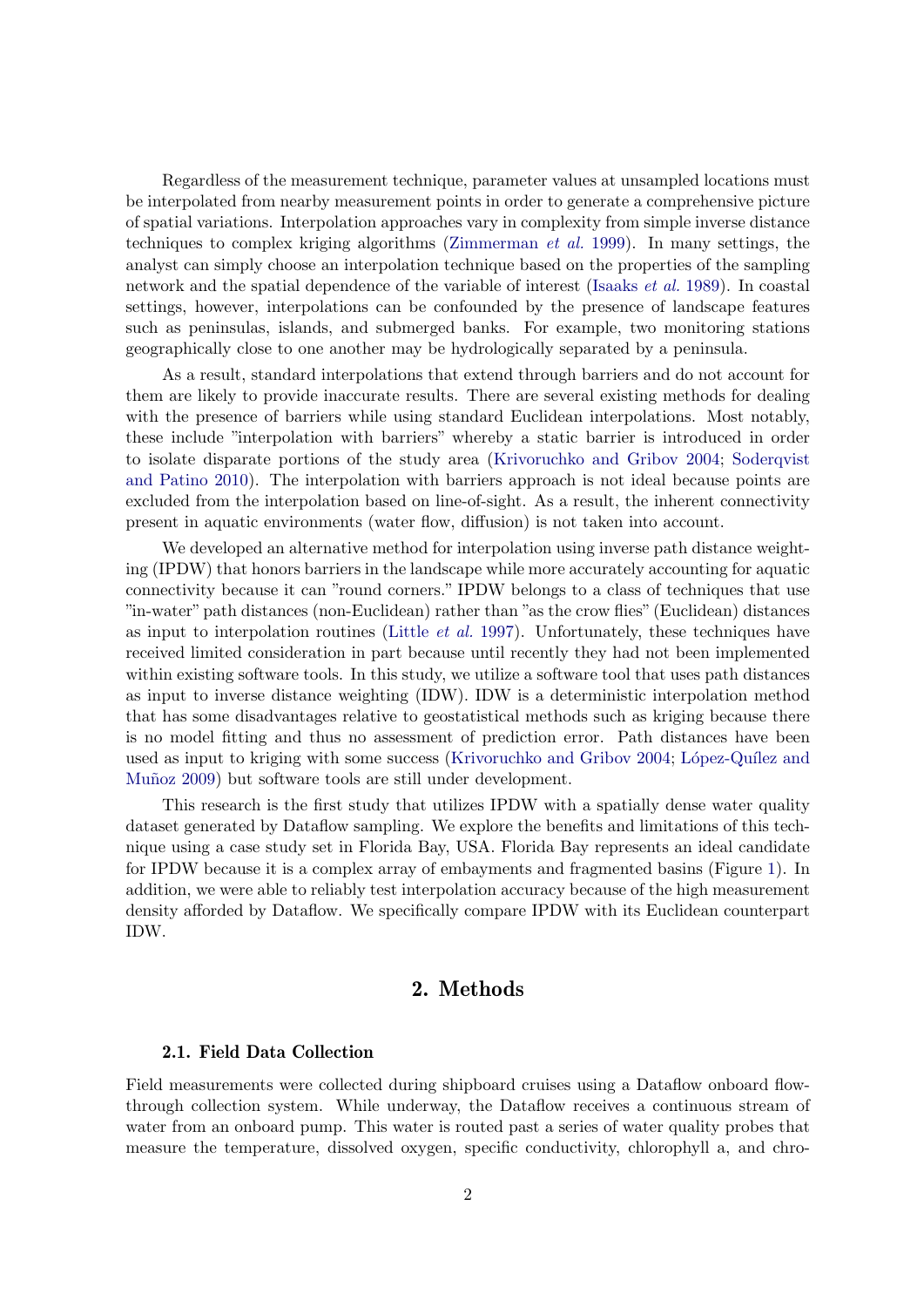Regardless of the measurement technique, parameter values at unsampled locations must be interpolated from nearby measurement points in order to generate a comprehensive picture of spatial variations. Interpolation approaches vary in complexity from simple inverse distance techniques to complex kriging algorithms (Zimmerman *et al.* 1999). In many settings, the analyst can simply choose an interpolation technique based on the properties of the sampling network and the spatial dependence of the variable of interest (Isaaks *et al.* 1989). In coastal settings, however, interpolations can be confounded by the presence of landscape features such as peninsulas, islands, and submerged banks. For example, two monitoring stations geographically close to one another may be hydrologically separated by a peninsula.

As a result, standard interpolations that extend through barriers and do not account for them are likely to provide inaccurate results. There are several existing methods for dealing with the presence of barriers while using standard Euclidean interpolations. Most notably, these include "interpolation with barriers" whereby a static barrier is introduced in order to isolate disparate portions of the study area (Krivoruchko and Gribov 2004; Soderqvist and Patino 2010). The interpolation with barriers approach is not ideal because points are excluded from the interpolation based on line-of-sight. As a result, the inherent connectivity present in aquatic environments (water flow, diffusion) is not taken into account.

We developed an alternative method for interpolation using inverse path distance weighting (IPDW) that honors barriers in the landscape while more accurately accounting for aquatic connectivity because it can "round corners." IPDW belongs to a class of techniques that use "in-water" path distances (non-Euclidean) rather than "as the crow flies" (Euclidean) distances as input to interpolation routines (Little *et al.* 1997). Unfortunately, these techniques have received limited consideration in part because until recently they had not been implemented within existing software tools. In this study, we utilize a software tool that uses path distances as input to inverse distance weighting (IDW). IDW is a deterministic interpolation method that has some disadvantages relative to geostatistical methods such as kriging because there is no model fitting and thus no assessment of prediction error. Path distances have been used as input to kriging with some success (Krivoruchko and Gribov 2004; López-Quílez and Muñoz 2009) but software tools are still under development.

This research is the first study that utilizes IPDW with a spatially dense water quality dataset generated by Dataflow sampling. We explore the benefits and limitations of this technique using a case study set in Florida Bay, USA. Florida Bay represents an ideal candidate for IPDW because it is a complex array of embayments and fragmented basins (Figure 1). In addition, we were able to reliably test interpolation accuracy because of the high measurement density afforded by Dataflow. We specifically compare IPDW with its Euclidean counterpart IDW.

## 2. Methods

### 2.1. Field Data Collection

Field measurements were collected during shipboard cruises using a Dataflow onboard flow-through collection system. While underway, the Dataflow receives a continuous stream of water from an onboard pump. This water is routed past a series of water quality probes that measure the temperature, dissolved oxygen, specific conductivity, chlorophyll a, and chro-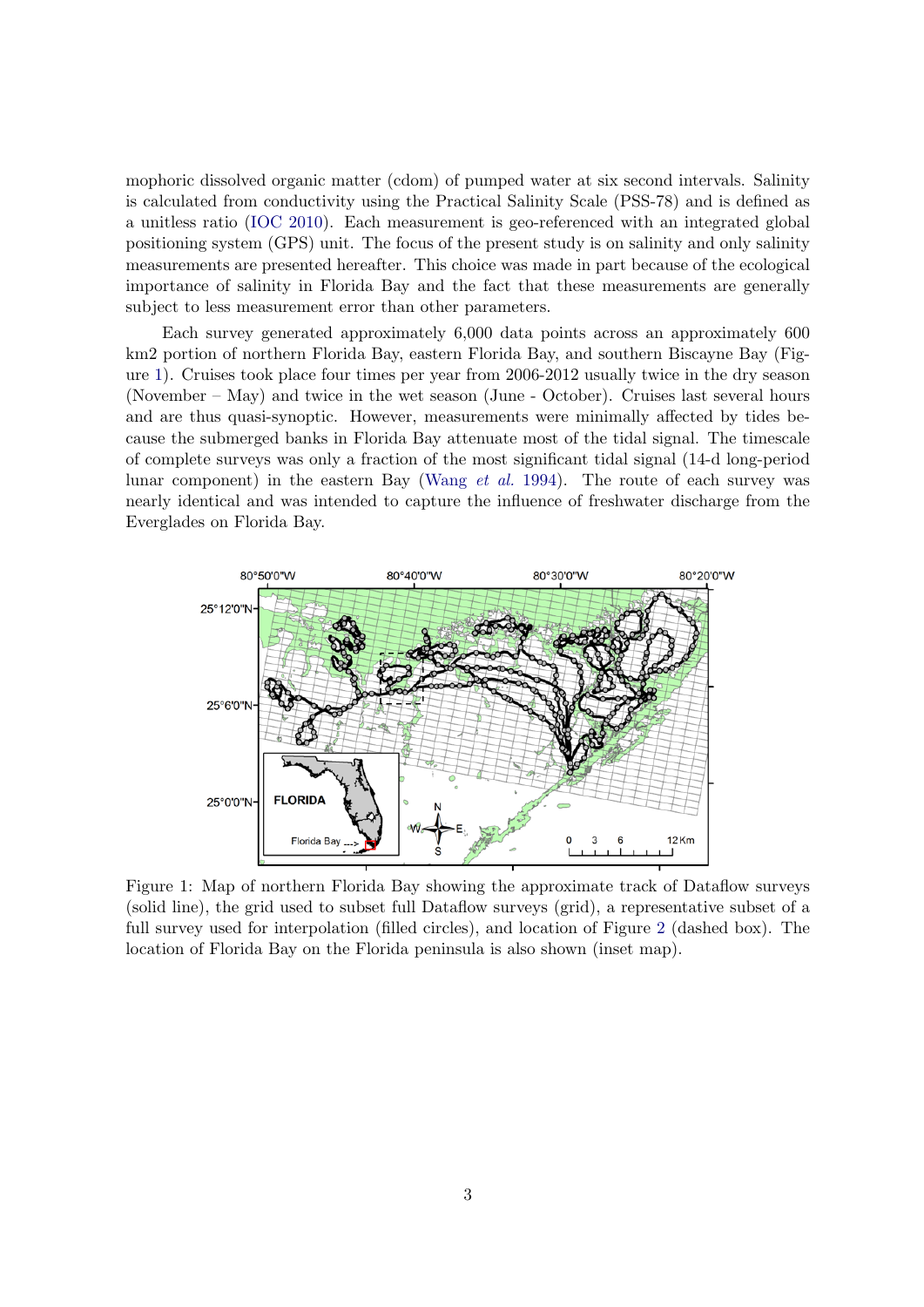mophoric dissolved organic matter (cdom) of pumped water at six second intervals. Salinity is calculated from conductivity using the Practical Salinity Scale (PSS-78) and is defined as a unitless ratio (IOC 2010). Each measurement is geo-referenced with an integrated global positioning system (GPS) unit. The focus of the present study is on salinity and only salinity measurements are presented hereafter. This choice was made in part because of the ecological importance of salinity in Florida Bay and the fact that these measurements are generally subject to less measurement error than other parameters.

Each survey generated approximately 6,000 data points across an approximately 600 km2 portion of northern Florida Bay, eastern Florida Bay, and southern Biscayne Bay (Figure 1). Cruises took place four times per year from 2006-2012 usually twice in the dry season (November – May) and twice in the wet season (June - October). Cruises last several hours and are thus quasi-synoptic. However, measurements were minimally affected by tides because the submerged banks in Florida Bay attenuate most of the tidal signal. The timescale of complete surveys was only a fraction of the most significant tidal signal (14-d long-period lunar component) in the eastern Bay (Wang *et al.* 1994). The route of each survey was nearly identical and was intended to capture the influence of freshwater discharge from the Everglades on Florida Bay.

Figure 1: Map of northern Florida Bay showing the approximate track of Dataflow surveys (solid line), the grid used to subset full Dataflow surveys (grid), a representative subset of a full survey used for interpolation (filled circles), and location of Figure 2 (dashed box). The location of Florida Bay on the Florida peninsula is also shown (inset map).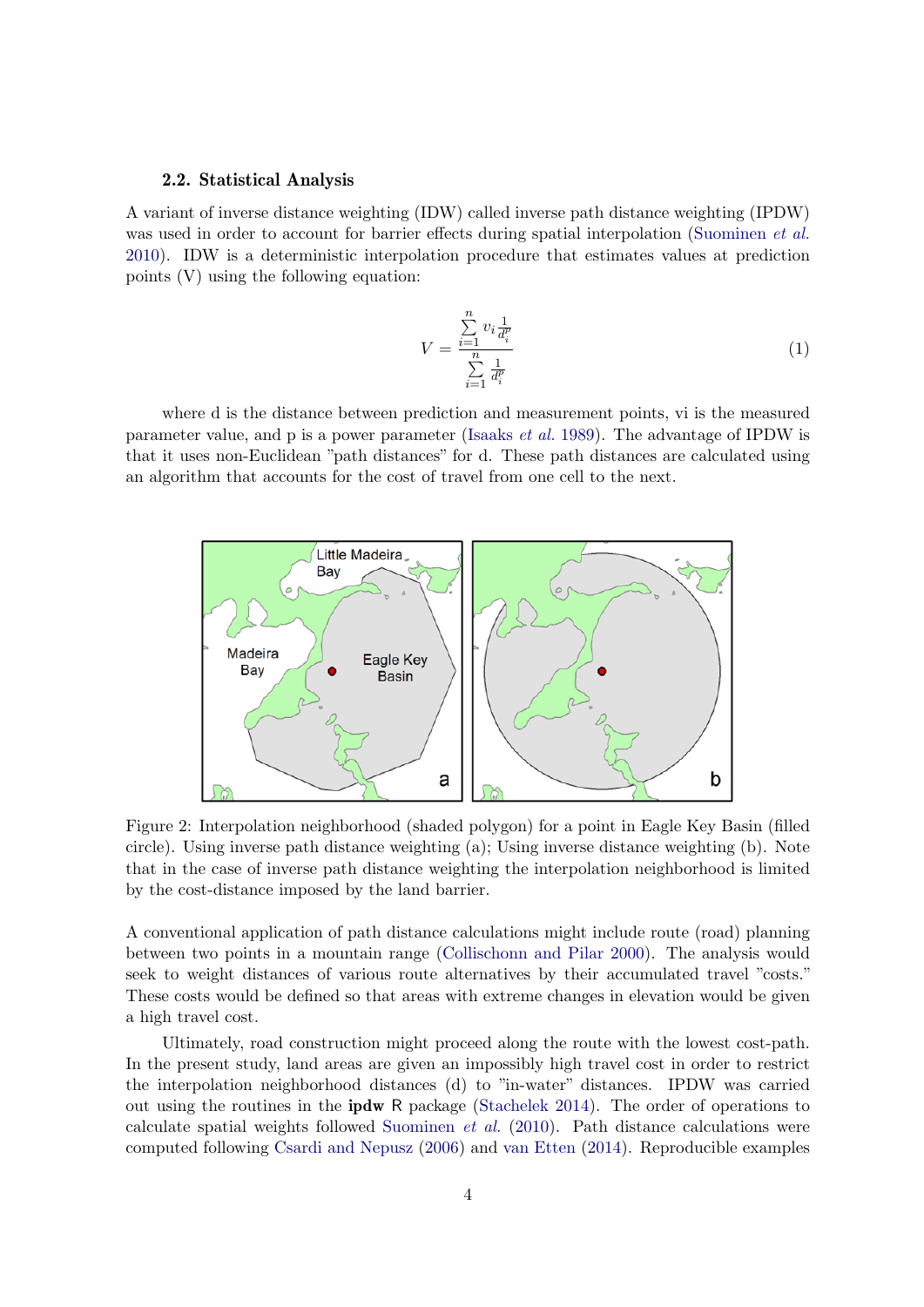### 2.2. Statistical Analysis

A variant of inverse distance weighting (IDW) called inverse path distance weighting (IPDW) was used in order to account for barrier effects during spatial interpolation (Suominen *et al.* 2010). IDW is a deterministic interpolation procedure that estimates values at prediction points (V) using the following equation:

$$V = \frac{\sum_{i=1}^{n} v_i \frac{1}{d_i^p}}{\sum_{i=1}^{n} \frac{1}{d_i^p}} \tag{1}$$

where d is the distance between prediction and measurement points, vi is the measured parameter value, and p is a power parameter (Isaaks *et al.* 1989). The advantage of IPDW is that it uses non-Euclidean "path distances" for d. These path distances are calculated using an algorithm that accounts for the cost of travel from one cell to the next.

Figure 2: Interpolation neighborhood (shaded polygon) for a point in Eagle Key Basin (filled circle). Using inverse path distance weighting (a); Using inverse distance weighting (b). Note that in the case of inverse path distance weighting the interpolation neighborhood is limited by the cost-distance imposed by the land barrier.

A conventional application of path distance calculations might include route (road) planning between two points in a mountain range (Collischonn and Pilar 2000). The analysis would seek to weight distances of various route alternatives by their accumulated travel "costs." These costs would be defined so that areas with extreme changes in elevation would be given a high travel cost.

Ultimately, road construction might proceed along the route with the lowest cost-path. In the present study, land areas are given an impossibly high travel cost in order to restrict the interpolation neighborhood distances (d) to "in-water" distances. IPDW was carried out using the routines in the **ipdw** R package (Stachelek 2014). The order of operations to calculate spatial weights followed Suominen *et al.* (2010). Path distance calculations were computed following Csardi and Nepusz (2006) and van Etten (2014). Reproducible examples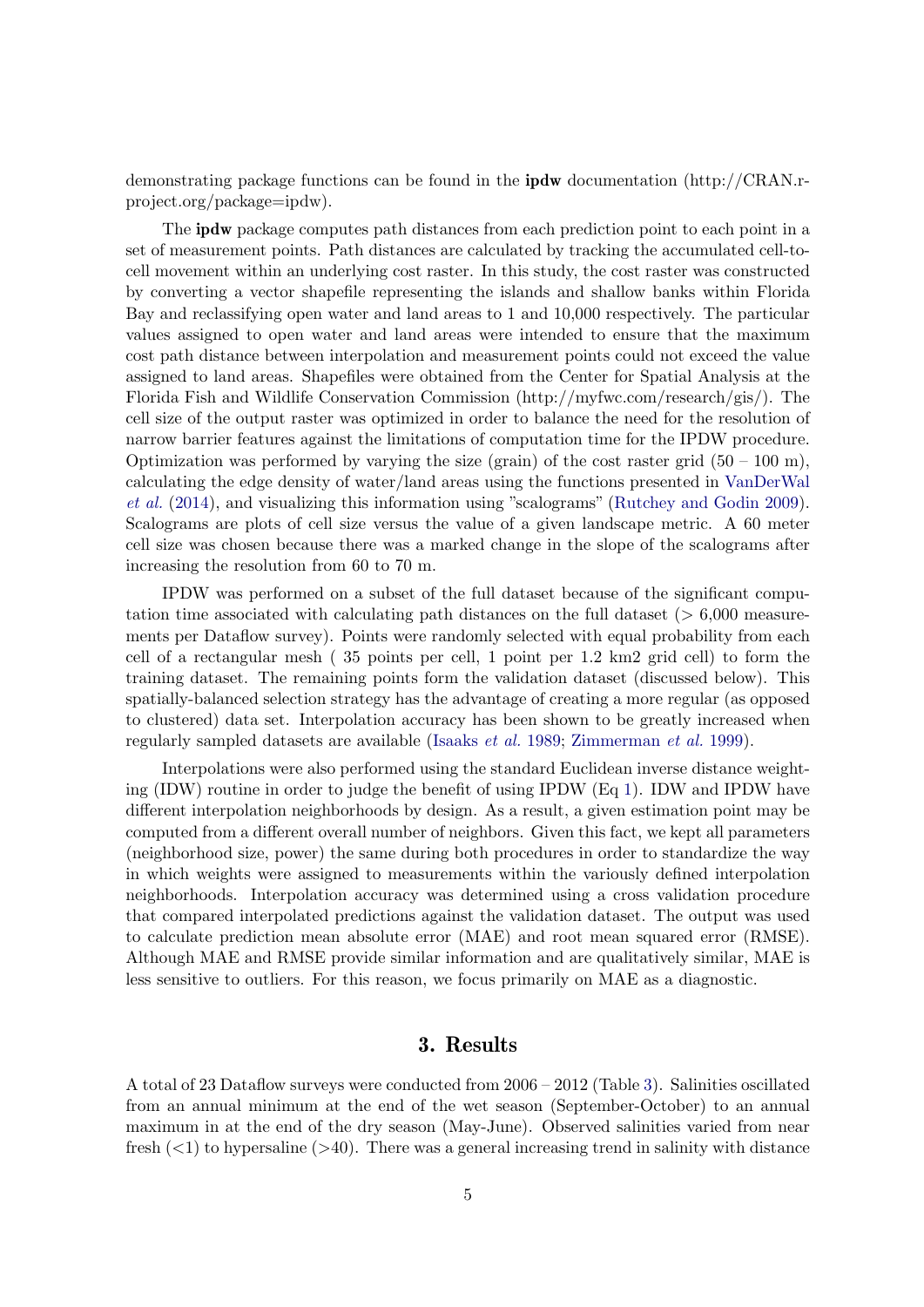demonstrating package functions can be found in the **ipdw** documentation (http://CRAN.r-project.org/package=ipdw).

The **ipdw** package computes path distances from each prediction point to each point in a set of measurement points. Path distances are calculated by tracking the accumulated cell-to-cell movement within an underlying cost raster. In this study, the cost raster was constructed by converting a vector shapefile representing the islands and shallow banks within Florida Bay and reclassifying open water and land areas to 1 and 10,000 respectively. The particular values assigned to open water and land areas were intended to ensure that the maximum cost path distance between interpolation and measurement points could not exceed the value assigned to land areas. Shapefiles were obtained from the Center for Spatial Analysis at the Florida Fish and Wildlife Conservation Commission (http://myfwc.com/research/gis/). The cell size of the output raster was optimized in order to balance the need for the resolution of narrow barrier features against the limitations of computation time for the IPDW procedure. Optimization was performed by varying the size (grain) of the cost raster grid (50 – 100 m), calculating the edge density of water/land areas using the functions presented in VanDerWal *et al.* (2014), and visualizing this information using "scalograms" (Rutchey and Godin 2009). Scalograms are plots of cell size versus the value of a given landscape metric. A 60 meter cell size was chosen because there was a marked change in the slope of the scalograms after increasing the resolution from 60 to 70 m.

IPDW was performed on a subset of the full dataset because of the significant computation time associated with calculating path distances on the full dataset (> 6,000 measurements per Dataflow survey). Points were randomly selected with equal probability from each cell of a rectangular mesh ( 35 points per cell, 1 point per 1.2 km2 grid cell) to form the training dataset. The remaining points form the validation dataset (discussed below). This spatially-balanced selection strategy has the advantage of creating a more regular (as opposed to clustered) data set. Interpolation accuracy has been shown to be greatly increased when regularly sampled datasets are available (Isaaks *et al.* 1989; Zimmerman *et al.* 1999).

Interpolations were also performed using the standard Euclidean inverse distance weighting (IDW) routine in order to judge the benefit of using IPDW (Eq 1). IDW and IPDW have different interpolation neighborhoods by design. As a result, a given estimation point may be computed from a different overall number of neighbors. Given this fact, we kept all parameters (neighborhood size, power) the same during both procedures in order to standardize the way in which weights were assigned to measurements within the variously defined interpolation neighborhoods. Interpolation accuracy was determined using a cross validation procedure that compared interpolated predictions against the validation dataset. The output was used to calculate prediction mean absolute error (MAE) and root mean squared error (RMSE). Although MAE and RMSE provide similar information and are qualitatively similar, MAE is less sensitive to outliers. For this reason, we focus primarily on MAE as a diagnostic.

## 3. Results

A total of 23 Dataflow surveys were conducted from 2006 – 2012 (Table 3). Salinities oscillated from an annual minimum at the end of the wet season (September-October) to an annual maximum in at the end of the dry season (May-June). Observed salinities varied from near fresh (<1) to hypersaline (>40). There was a general increasing trend in salinity with distance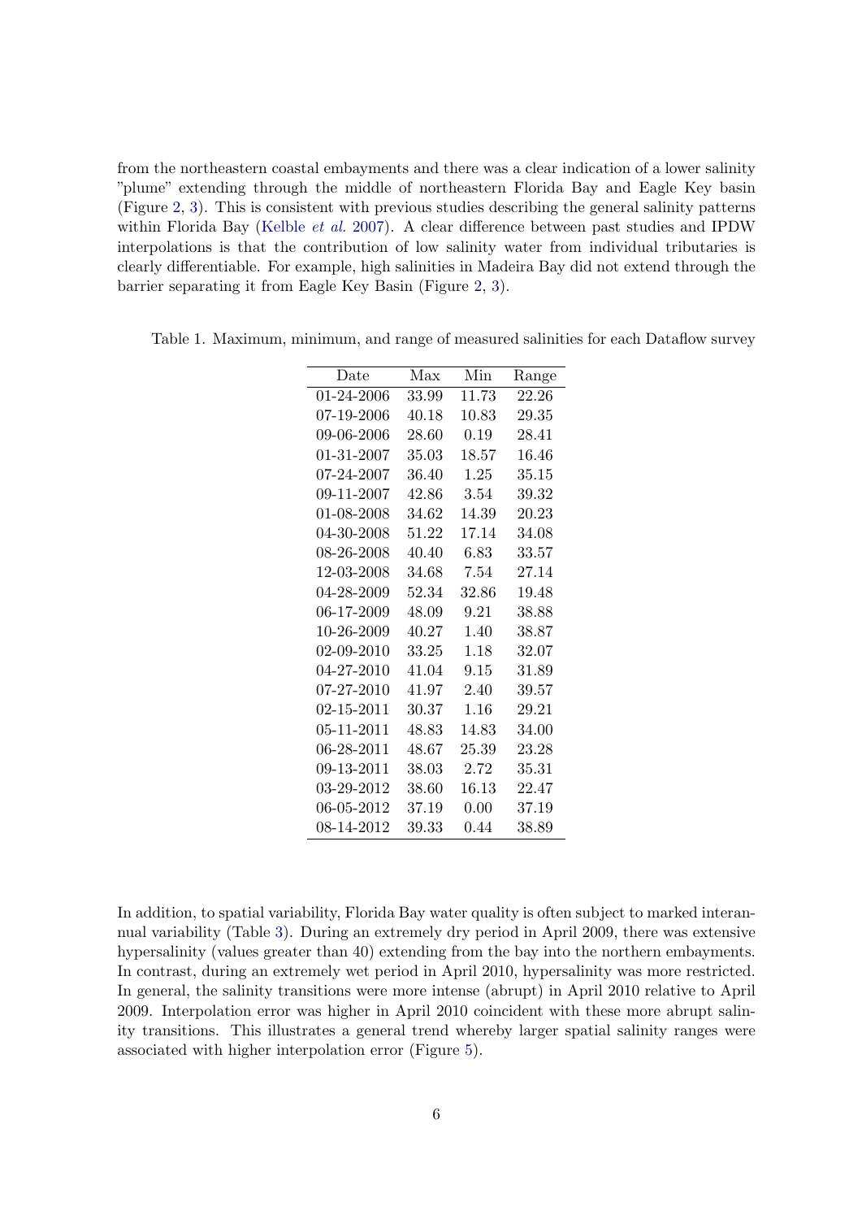from the northeastern coastal embayments and there was a clear indication of a lower salinity "plume" extending through the middle of northeastern Florida Bay and Eagle Key basin (Figure 2, 3). This is consistent with previous studies describing the general salinity patterns within Florida Bay (Kelble *et al.* 2007). A clear difference between past studies and IPDW interpolations is that the contribution of low salinity water from individual tributaries is clearly differentiable. For example, high salinities in Madeira Bay did not extend through the barrier separating it from Eagle Key Basin (Figure 2, 3).

Table 1. Maximum, minimum, and range of measured salinities for each Dataflow survey

| Date | Max | Min | Range |
|---|---|---|---|
| 01-24-2006 | 33.99 | 11.73 | 22.26 |
| 07-19-2006 | 40.18 | 10.83 | 29.35 |
| 09-06-2006 | 28.60 | 0.19 | 28.41 |
| 01-31-2007 | 35.03 | 18.57 | 16.46 |
| 07-24-2007 | 36.40 | 1.25 | 35.15 |
| 09-11-2007 | 42.86 | 3.54 | 39.32 |
| 01-08-2008 | 34.62 | 14.39 | 20.23 |
| 04-30-2008 | 51.22 | 17.14 | 34.08 |
| 08-26-2008 | 40.40 | 6.83 | 33.57 |
| 12-03-2008 | 34.68 | 7.54 | 27.14 |
| 04-28-2009 | 52.34 | 32.86 | 19.48 |
| 06-17-2009 | 48.09 | 9.21 | 38.88 |
| 10-26-2009 | 40.27 | 1.40 | 38.87 |
| 02-09-2010 | 33.25 | 1.18 | 32.07 |
| 04-27-2010 | 41.04 | 9.15 | 31.89 |
| 07-27-2010 | 41.97 | 2.40 | 39.57 |
| 02-15-2011 | 30.37 | 1.16 | 29.21 |
| 05-11-2011 | 48.83 | 14.83 | 34.00 |
| 06-28-2011 | 48.67 | 25.39 | 23.28 |
| 09-13-2011 | 38.03 | 2.72 | 35.31 |
| 03-29-2012 | 38.60 | 16.13 | 22.47 |
| 06-05-2012 | 37.19 | 0.00 | 37.19 |
| 08-14-2012 | 39.33 | 0.44 | 38.89 |

In addition, to spatial variability, Florida Bay water quality is often subject to marked interannual variability (Table 3). During an extremely dry period in April 2009, there was extensive hypersalinity (values greater than 40) extending from the bay into the northern embayments. In contrast, during an extremely wet period in April 2010, hypersalinity was more restricted. In general, the salinity transitions were more intense (abrupt) in April 2010 relative to April 2009. Interpolation error was higher in April 2010 coincident with these more abrupt salinity transitions. This illustrates a general trend whereby larger spatial salinity ranges were associated with higher interpolation error (Figure 5).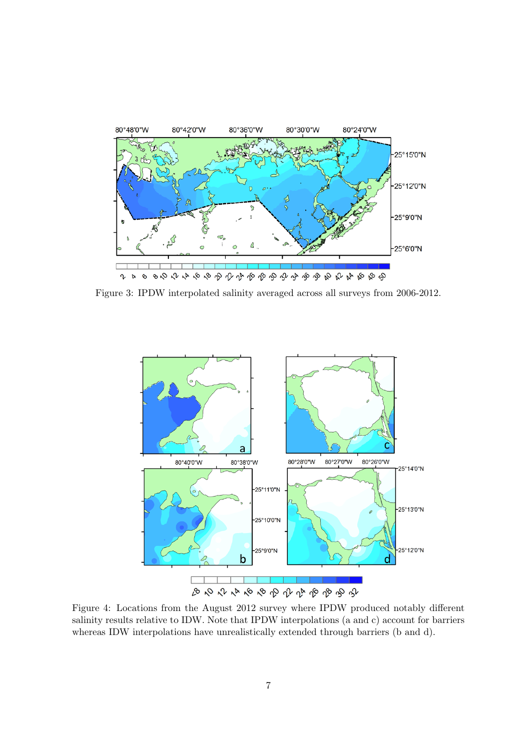Figure 3: IPDW interpolated salinity averaged across all surveys from 2006-2012.

Figure 4: Locations from the August 2012 survey where IPDW produced notably different salinity results relative to IDW. Note that IPDW interpolations (a and c) account for barriers whereas IDW interpolations have unrealistically extended through barriers (b and d).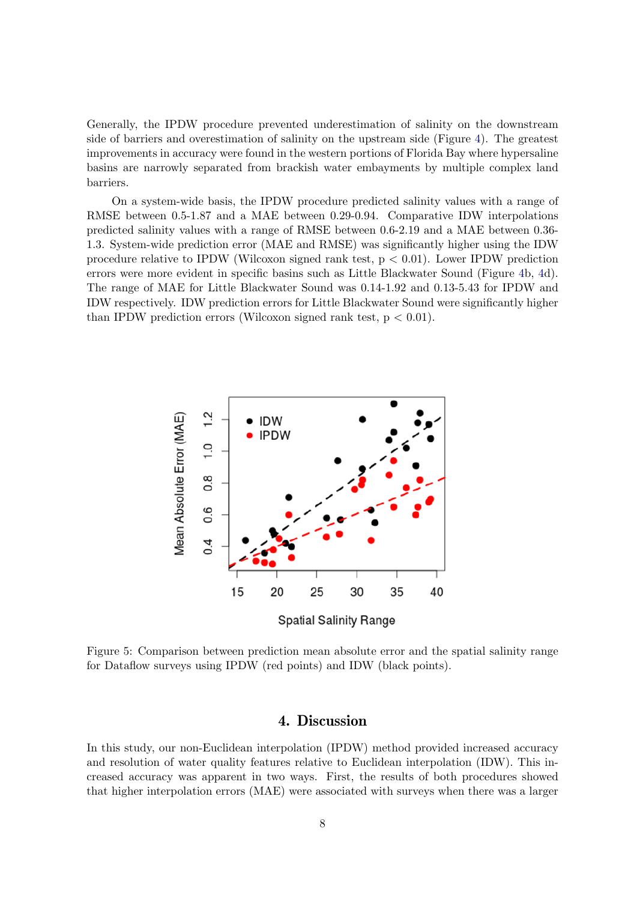Generally, the IPDW procedure prevented underestimation of salinity on the downstream side of barriers and overestimation of salinity on the upstream side (Figure 4). The greatest improvements in accuracy were found in the western portions of Florida Bay where hypersaline basins are narrowly separated from brackish water embayments by multiple complex land barriers.

On a system-wide basis, the IPDW procedure predicted salinity values with a range of RMSE between 0.5-1.87 and a MAE between 0.29-0.94. Comparative IDW interpolations predicted salinity values with a range of RMSE between 0.6-2.19 and a MAE between 0.36-1.3. System-wide prediction error (MAE and RMSE) was significantly higher using the IDW procedure relative to IPDW (Wilcoxon signed rank test, $p < 0.01$). Lower IPDW prediction errors were more evident in specific basins such as Little Blackwater Sound (Figure 4b, 4d). The range of MAE for Little Blackwater Sound was 0.14-1.92 and 0.13-5.43 for IPDW and IDW respectively. IDW prediction errors for Little Blackwater Sound were significantly higher than IPDW prediction errors (Wilcoxon signed rank test, $p < 0.01$).

Figure 5: Comparison between prediction mean absolute error and the spatial salinity range for Dataflow surveys using IPDW (red points) and IDW (black points).

## 4. Discussion

In this study, our non-Euclidean interpolation (IPDW) method provided increased accuracy and resolution of water quality features relative to Euclidean interpolation (IDW). This increased accuracy was apparent in two ways. First, the results of both procedures showed that higher interpolation errors (MAE) were associated with surveys when there was a larger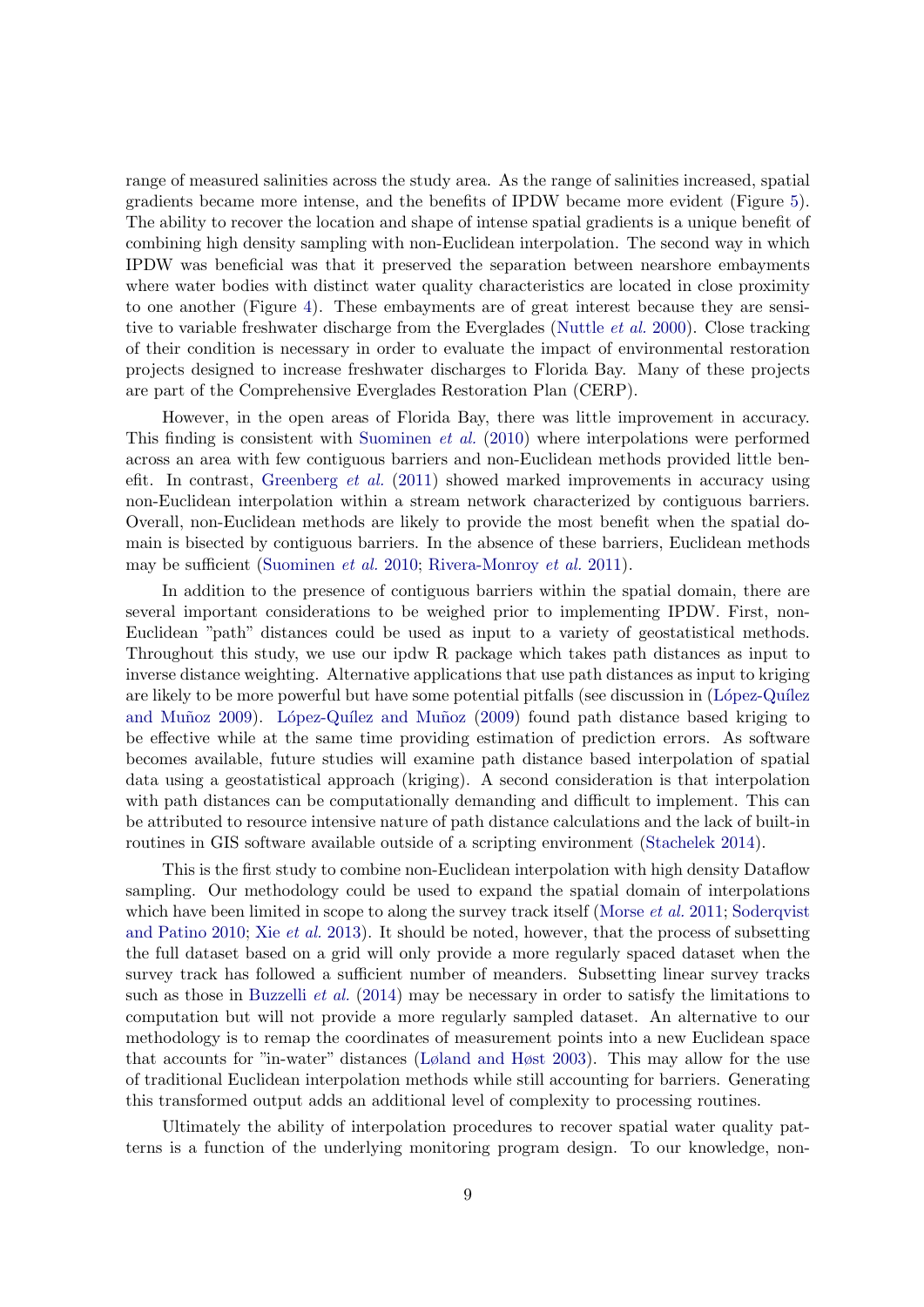range of measured salinities across the study area. As the range of salinities increased, spatial gradients became more intense, and the benefits of IPDW became more evident (Figure 5). The ability to recover the location and shape of intense spatial gradients is a unique benefit of combining high density sampling with non-Euclidean interpolation. The second way in which IPDW was beneficial was that it preserved the separation between nearshore embayments where water bodies with distinct water quality characteristics are located in close proximity to one another (Figure 4). These embayments are of great interest because they are sensitive to variable freshwater discharge from the Everglades (Nuttle *et al.* 2000). Close tracking of their condition is necessary in order to evaluate the impact of environmental restoration projects designed to increase freshwater discharges to Florida Bay. Many of these projects are part of the Comprehensive Everglades Restoration Plan (CERP).

However, in the open areas of Florida Bay, there was little improvement in accuracy. This finding is consistent with Suominen *et al.* (2010) where interpolations were performed across an area with few contiguous barriers and non-Euclidean methods provided little benefit. In contrast, Greenberg *et al.* (2011) showed marked improvements in accuracy using non-Euclidean interpolation within a stream network characterized by contiguous barriers. Overall, non-Euclidean methods are likely to provide the most benefit when the spatial domain is bisected by contiguous barriers. In the absence of these barriers, Euclidean methods may be sufficient (Suominen *et al.* 2010; Rivera-Monroy *et al.* 2011).

In addition to the presence of contiguous barriers within the spatial domain, there are several important considerations to be weighed prior to implementing IPDW. First, non-Euclidean "path" distances could be used as input to a variety of geostatistical methods. Throughout this study, we use our ipdw R package which takes path distances as input to inverse distance weighting. Alternative applications that use path distances as input to kriging are likely to be more powerful but have some potential pitfalls (see discussion in (López-Quílez and Muñoz 2009). López-Quílez and Muñoz (2009) found path distance based kriging to be effective while at the same time providing estimation of prediction errors. As software becomes available, future studies will examine path distance based interpolation of spatial data using a geostatistical approach (kriging). A second consideration is that interpolation with path distances can be computationally demanding and difficult to implement. This can be attributed to resource intensive nature of path distance calculations and the lack of built-in routines in GIS software available outside of a scripting environment (Stachelek 2014).

This is the first study to combine non-Euclidean interpolation with high density Dataflow sampling. Our methodology could be used to expand the spatial domain of interpolations which have been limited in scope to along the survey track itself (Morse *et al.* 2011; Soderqvist and Patino 2010; Xie *et al.* 2013). It should be noted, however, that the process of subsetting the full dataset based on a grid will only provide a more regularly spaced dataset when the survey track has followed a sufficient number of meanders. Subsetting linear survey tracks such as those in Buzzelli *et al.* (2014) may be necessary in order to satisfy the limitations to computation but will not provide a more regularly sampled dataset. An alternative to our methodology is to remap the coordinates of measurement points into a new Euclidean space that accounts for "in-water" distances (Løland and Høst 2003). This may allow for the use of traditional Euclidean interpolation methods while still accounting for barriers. Generating this transformed output adds an additional level of complexity to processing routines.

Ultimately the ability of interpolation procedures to recover spatial water quality patterns is a function of the underlying monitoring program design. To our knowledge, non-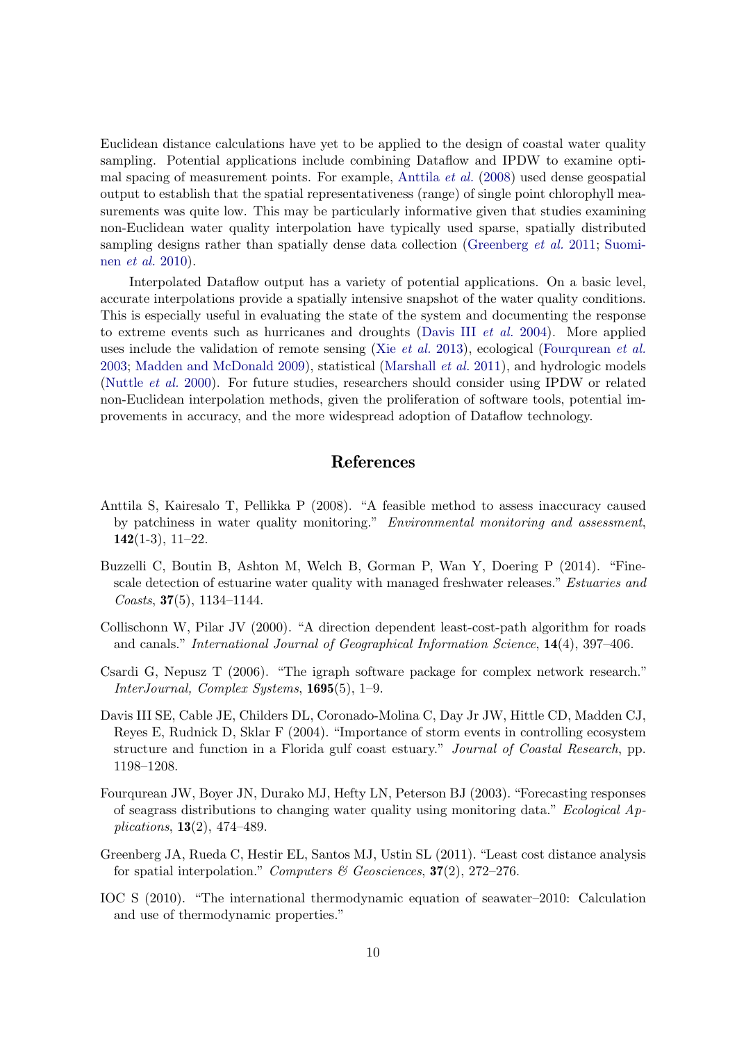Euclidean distance calculations have yet to be applied to the design of coastal water quality sampling. Potential applications include combining Dataflow and IPDW to examine optimal spacing of measurement points. For example, Anttila *et al.* (2008) used dense geospatial output to establish that the spatial representativeness (range) of single point chlorophyll measurements was quite low. This may be particularly informative given that studies examining non-Euclidean water quality interpolation have typically used sparse, spatially distributed sampling designs rather than spatially dense data collection (Greenberg *et al.* 2011; Suominen *et al.* 2010).

Interpolated Dataflow output has a variety of potential applications. On a basic level, accurate interpolations provide a spatially intensive snapshot of the water quality conditions. This is especially useful in evaluating the state of the system and documenting the response to extreme events such as hurricanes and droughts (Davis III *et al.* 2004). More applied uses include the validation of remote sensing (Xie *et al.* 2013), ecological (Fourqurean *et al.* 2003; Madden and McDonald 2009), statistical (Marshall *et al.* 2011), and hydrologic models (Nuttle *et al.* 2000). For future studies, researchers should consider using IPDW or related non-Euclidean interpolation methods, given the proliferation of software tools, potential improvements in accuracy, and the more widespread adoption of Dataflow technology.

## References

Anttila S, Kairesalo T, Pellikka P (2008). "A feasible method to assess inaccuracy caused by patchiness in water quality monitoring." *Environmental monitoring and assessment*, **142**(1-3), 11–22.

Buzzelli C, Boutin B, Ashton M, Welch B, Gorman P, Wan Y, Doering P (2014). "Fine-scale detection of estuarine water quality with managed freshwater releases." *Estuaries and Coasts*, **37**(5), 1134–1144.

Collischonn W, Pilar JV (2000). "A direction dependent least-cost-path algorithm for roads and canals." *International Journal of Geographical Information Science*, **14**(4), 397–406.

Csardi G, Nepusz T (2006). "The igraph software package for complex network research." *InterJournal, Complex Systems*, **1695**(5), 1–9.

Davis III SE, Cable JE, Childers DL, Coronado-Molina C, Day Jr JW, Hittle CD, Madden CJ, Reyes E, Rudnick D, Sklar F (2004). "Importance of storm events in controlling ecosystem structure and function in a Florida gulf coast estuary." *Journal of Coastal Research*, pp. 1198–1208.

Fourqurean JW, Boyer JN, Durako MJ, Hefty LN, Peterson BJ (2003). "Forecasting responses of seagrass distributions to changing water quality using monitoring data." *Ecological Applications*, **13**(2), 474–489.

Greenberg JA, Rueda C, Hestir EL, Santos MJ, Ustin SL (2011). "Least cost distance analysis for spatial interpolation." *Computers & Geosciences*, **37**(2), 272–276.

IOC S (2010). "The international thermodynamic equation of seawater–2010: Calculation and use of thermodynamic properties."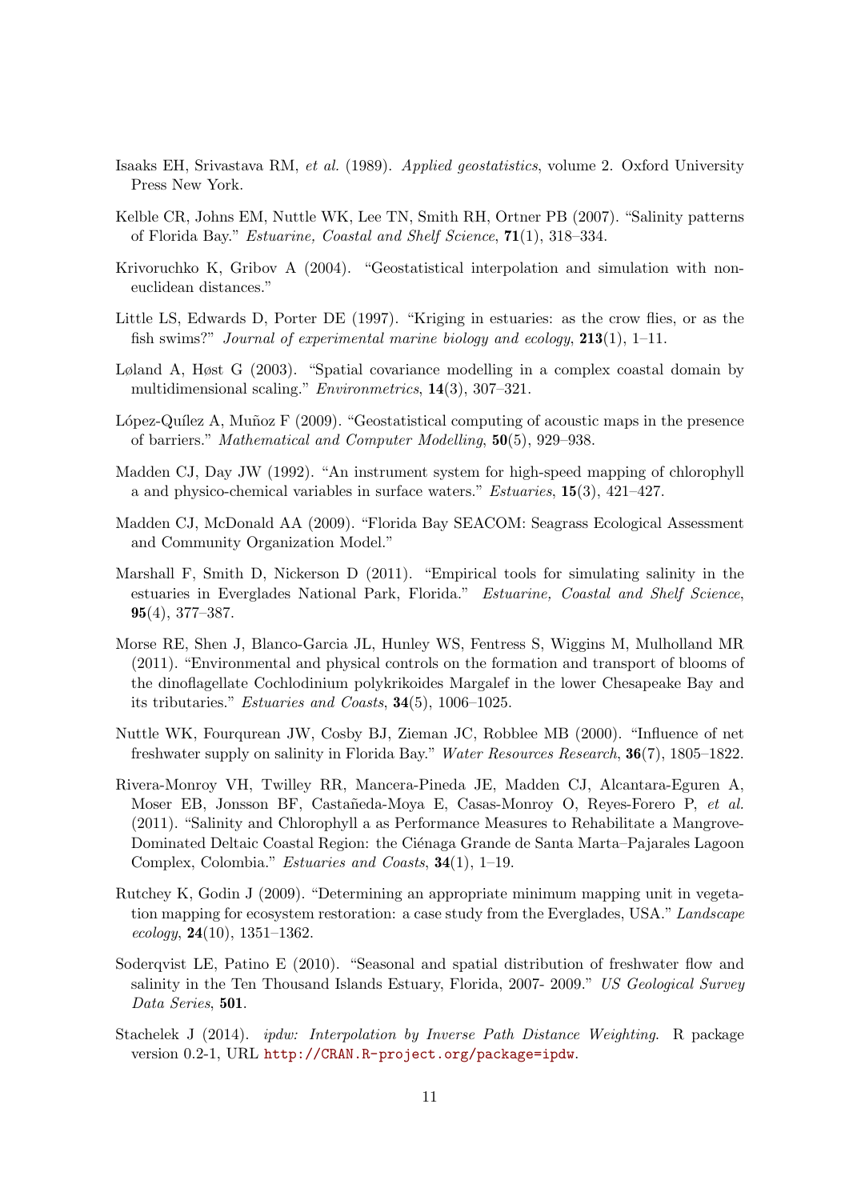Isaaks EH, Srivastava RM, *et al.* (1989). *Applied geostatistics*, volume 2. Oxford University Press New York.

Kelble CR, Johns EM, Nuttle WK, Lee TN, Smith RH, Ortner PB (2007). "Salinity patterns of Florida Bay." *Estuarine, Coastal and Shelf Science*, **71**(1), 318–334.

Krivoruchko K, Gribov A (2004). "Geostatistical interpolation and simulation with non-euclidean distances."

Little LS, Edwards D, Porter DE (1997). "Kriging in estuaries: as the crow flies, or as the fish swims?" *Journal of experimental marine biology and ecology*, **213**(1), 1–11.

Løland A, Høst G (2003). "Spatial covariance modelling in a complex coastal domain by multidimensional scaling." *Environmetrics*, **14**(3), 307–321.

López-Quílez A, Muñoz F (2009). "Geostatistical computing of acoustic maps in the presence of barriers." *Mathematical and Computer Modelling*, **50**(5), 929–938.

Madden CJ, Day JW (1992). "An instrument system for high-speed mapping of chlorophyll a and physico-chemical variables in surface waters." *Estuaries*, **15**(3), 421–427.

Madden CJ, McDonald AA (2009). "Florida Bay SEACOM: Seagrass Ecological Assessment and Community Organization Model."

Marshall F, Smith D, Nickerson D (2011). "Empirical tools for simulating salinity in the estuaries in Everglades National Park, Florida." *Estuarine, Coastal and Shelf Science*, **95**(4), 377–387.

Morse RE, Shen J, Blanco-Garcia JL, Hunley WS, Fentress S, Wiggins M, Mulholland MR (2011). "Environmental and physical controls on the formation and transport of blooms of the dinoflagellate Cochlodinium polykrikoides Margalef in the lower Chesapeake Bay and its tributaries." *Estuaries and Coasts*, **34**(5), 1006–1025.

Nuttle WK, Fourqurean JW, Cosby BJ, Zieman JC, Robblee MB (2000). "Influence of net freshwater supply on salinity in Florida Bay." *Water Resources Research*, **36**(7), 1805–1822.

Rivera-Monroy VH, Twilley RR, Mancera-Pineda JE, Madden CJ, Alcantara-Eguren A, Moser EB, Jonsson BF, Castañeda-Moya E, Casas-Monroy O, Reyes-Forero P, *et al.* (2011). "Salinity and Chlorophyll a as Performance Measures to Rehabilitate a Mangrove-Dominated Deltaic Coastal Region: the Ciénaga Grande de Santa Marta–Pajarales Lagoon Complex, Colombia." *Estuaries and Coasts*, **34**(1), 1–19.

Rutchey K, Godin J (2009). "Determining an appropriate minimum mapping unit in vegetation mapping for ecosystem restoration: a case study from the Everglades, USA." *Landscape ecology*, **24**(10), 1351–1362.

Soderqvist LE, Patino E (2010). "Seasonal and spatial distribution of freshwater flow and salinity in the Ten Thousand Islands Estuary, Florida, 2007- 2009." *US Geological Survey Data Series*, **501**.

Stachelek J (2014). *ipdw: Interpolation by Inverse Path Distance Weighting*. R package version 0.2-1, URL http://CRAN.R-project.org/package=ipdw.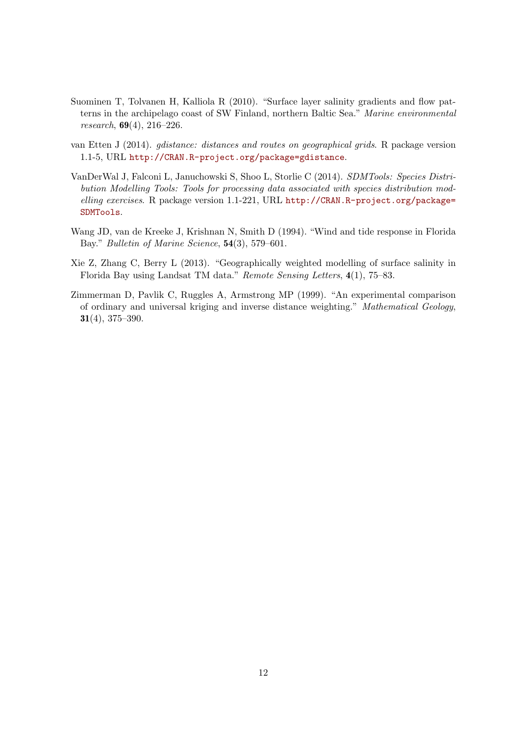Suominen T, Tolvanen H, Kalliola R (2010). "Surface layer salinity gradients and flow patterns in the archipelago coast of SW Finland, northern Baltic Sea." *Marine environmental research*, **69**(4), 216–226.

van Etten J (2014). *gdistance: distances and routes on geographical grids*. R package version 1.1-5, URL http://CRAN.R-project.org/package=gdistance.

VanDerWal J, Falconi L, Januchowski S, Shoo L, Storlie C (2014). *SDMTools: Species Distribution Modelling Tools: Tools for processing data associated with species distribution modelling exercises*. R package version 1.1-221, URL http://CRAN.R-project.org/package=SDMTools.

Wang JD, van de Kreeke J, Krishnan N, Smith D (1994). "Wind and tide response in Florida Bay." *Bulletin of Marine Science*, **54**(3), 579–601.

Xie Z, Zhang C, Berry L (2013). "Geographically weighted modelling of surface salinity in Florida Bay using Landsat TM data." *Remote Sensing Letters*, **4**(1), 75–83.

Zimmerman D, Pavlik C, Ruggles A, Armstrong MP (1999). "An experimental comparison of ordinary and universal kriging and inverse distance weighting." *Mathematical Geology*, **31**(4), 375–390.